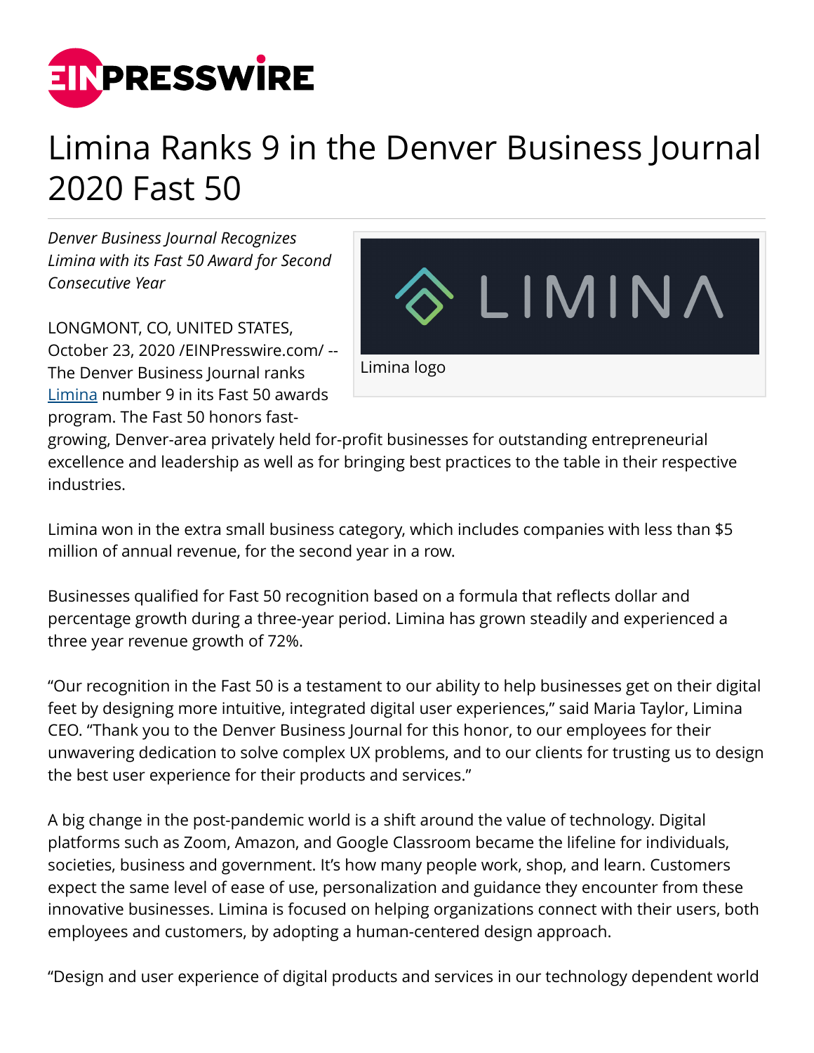# Limina Ranks 9 in the Denver Business Journal 2020 Fast 50

*Denver Business Journal Recognizes Limina with its Fast 50 Award for Second Consecutive Year*

Limina logo

LONGMONT, CO, UNITED STATES, October 23, 2020 /EINPresswire.com/ -- The Denver Business Journal ranks Limina number 9 in its Fast 50 awards program. The Fast 50 honors fast-growing, Denver-area privately held for-profit businesses for outstanding entrepreneurial excellence and leadership as well as for bringing best practices to the table in their respective industries.

Limina won in the extra small business category, which includes companies with less than $5 million of annual revenue, for the second year in a row.

Businesses qualified for Fast 50 recognition based on a formula that reflects dollar and percentage growth during a three-year period. Limina has grown steadily and experienced a three year revenue growth of 72%.

“Our recognition in the Fast 50 is a testament to our ability to help businesses get on their digital feet by designing more intuitive, integrated digital user experiences,” said Maria Taylor, Limina CEO. “Thank you to the Denver Business Journal for this honor, to our employees for their unwavering dedication to solve complex UX problems, and to our clients for trusting us to design the best user experience for their products and services.”

A big change in the post-pandemic world is a shift around the value of technology. Digital platforms such as Zoom, Amazon, and Google Classroom became the lifeline for individuals, societies, business and government. It’s how many people work, shop, and learn. Customers expect the same level of ease of use, personalization and guidance they encounter from these innovative businesses. Limina is focused on helping organizations connect with their users, both employees and customers, by adopting a human-centered design approach.

“Design and user experience of digital products and services in our technology dependent world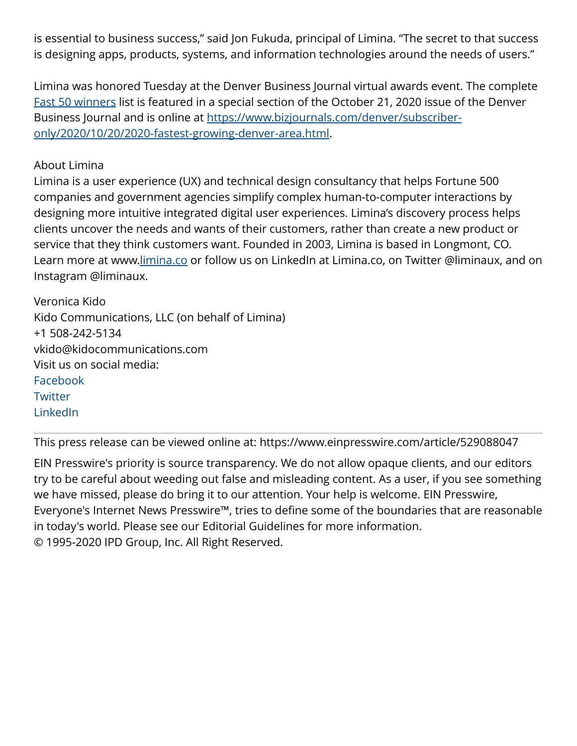is essential to business success," said Jon Fukuda, principal of Limina. "The secret to that success is designing apps, products, systems, and information technologies around the needs of users."

Limina was honored Tuesday at the Denver Business Journal virtual awards event. The complete Fast 50 winners list is featured in a special section of the October 21, 2020 issue of the Denver Business Journal and is online at https://www.bizjournals.com/denver/subscriber-only/2020/10/20/2020-fastest-growing-denver-area.html.

About Limina
Limina is a user experience (UX) and technical design consultancy that helps Fortune 500 companies and government agencies simplify complex human-to-computer interactions by designing more intuitive integrated digital user experiences. Limina's discovery process helps clients uncover the needs and wants of their customers, rather than create a new product or service that they think customers want. Founded in 2003, Limina is based in Longmont, CO. Learn more at www.limina.co or follow us on LinkedIn at Limina.co, on Twitter @liminaux, and on Instagram @liminaux.

Veronica Kido
Kido Communications, LLC (on behalf of Limina)
+1 508-242-5134
vkido@kidocommunications.com
Visit us on social media:
Facebook
Twitter
LinkedIn

---

This press release can be viewed online at: https://www.einpresswire.com/article/529088047

EIN Presswire's priority is source transparency. We do not allow opaque clients, and our editors try to be careful about weeding out false and misleading content. As a user, if you see something we have missed, please do bring it to our attention. Your help is welcome. EIN Presswire, Everyone's Internet News Presswire™, tries to define some of the boundaries that are reasonable in today's world. Please see our Editorial Guidelines for more information.
© 1995-2020 IPD Group, Inc. All Right Reserved.